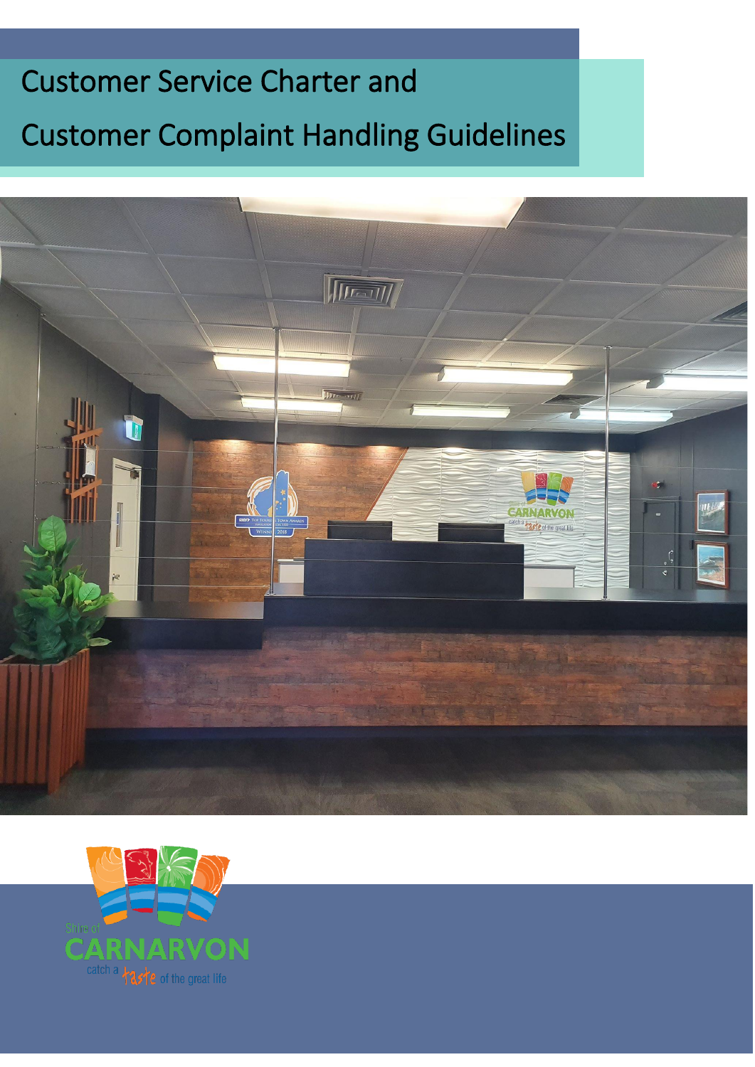# Customer Service Charter and Customer Complaint Handling Guidelines

Shire of
CARNARVON
catch a taste of the great life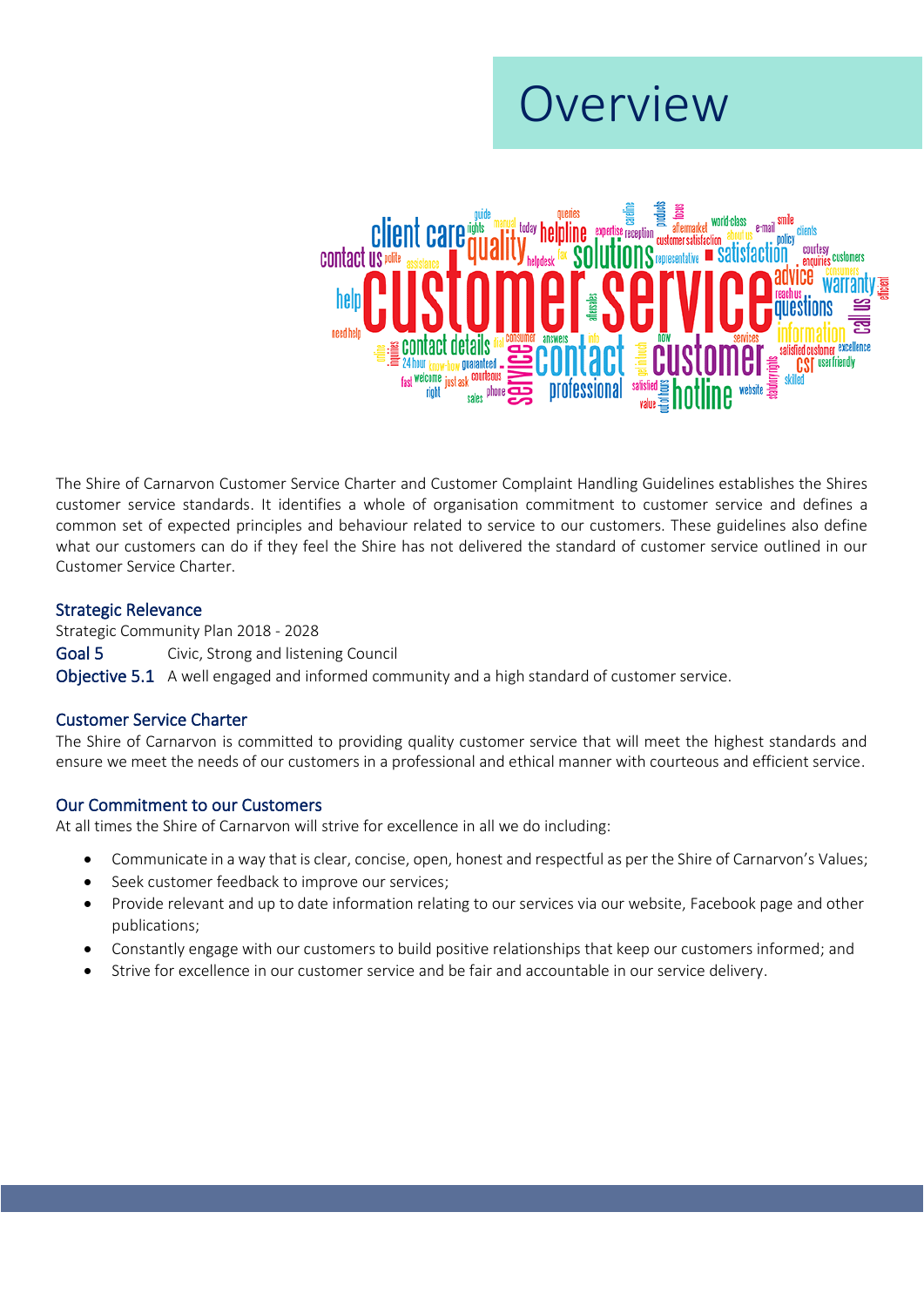# Overview

The Shire of Carnarvon Customer Service Charter and Customer Complaint Handling Guidelines establishes the Shires customer service standards. It identifies a whole of organisation commitment to customer service and defines a common set of expected principles and behaviour related to service to our customers. These guidelines also define what our customers can do if they feel the Shire has not delivered the standard of customer service outlined in our Customer Service Charter.

### Strategic Relevance

Strategic Community Plan 2018 - 2028

**Goal 5** Civic, Strong and listening Council

**Objective 5.1** A well engaged and informed community and a high standard of customer service.

### Customer Service Charter

The Shire of Carnarvon is committed to providing quality customer service that will meet the highest standards and ensure we meet the needs of our customers in a professional and ethical manner with courteous and efficient service.

### Our Commitment to our Customers

At all times the Shire of Carnarvon will strive for excellence in all we do including:

- Communicate in a way that is clear, concise, open, honest and respectful as per the Shire of Carnarvon's Values;
- Seek customer feedback to improve our services;
- Provide relevant and up to date information relating to our services via our website, Facebook page and other publications;
- Constantly engage with our customers to build positive relationships that keep our customers informed; and
- Strive for excellence in our customer service and be fair and accountable in our service delivery.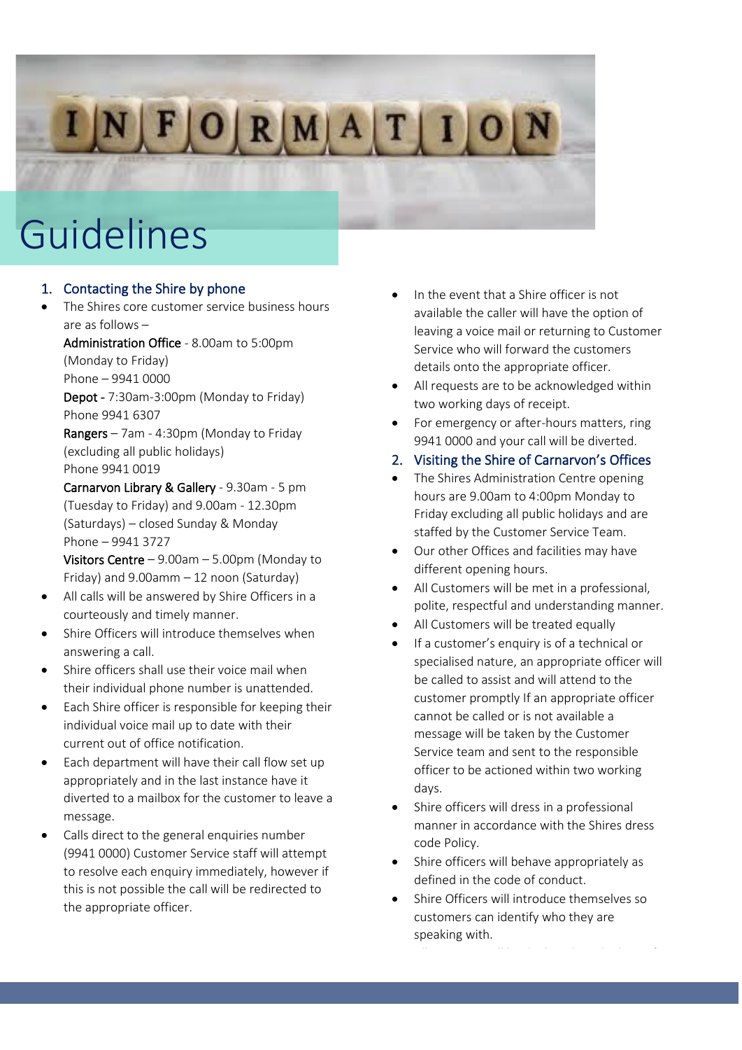# Guidelines

## 1. Contacting the Shire by phone

- The Shires core customer service business hours are as follows –

  **Administration Office** - 8.00am to 5:00pm (Monday to Friday)
  Phone – 9941 0000

  **Depot** - 7:30am-3:00pm (Monday to Friday)
  Phone 9941 6307

  **Rangers** – 7am - 4:30pm (Monday to Friday (excluding all public holidays)
  Phone 9941 0019

  **Carnarvon Library & Gallery** - 9.30am - 5 pm (Tuesday to Friday) and 9.00am - 12.30pm (Saturdays) – closed Sunday & Monday
  Phone – 9941 3727

  **Visitors Centre** – 9.00am – 5.00pm (Monday to Friday) and 9.00amm – 12 noon (Saturday)
- All calls will be answered by Shire Officers in a courteously and timely manner.
- Shire Officers will introduce themselves when answering a call.
- Shire officers shall use their voice mail when their individual phone number is unattended.
- Each Shire officer is responsible for keeping their individual voice mail up to date with their current out of office notification.
- Each department will have their call flow set up appropriately and in the last instance have it diverted to a mailbox for the customer to leave a message.
- Calls direct to the general enquiries number (9941 0000) Customer Service staff will attempt to resolve each enquiry immediately, however if this is not possible the call will be redirected to the appropriate officer.
- In the event that a Shire officer is not available the caller will have the option of leaving a voice mail or returning to Customer Service who will forward the customers details onto the appropriate officer.
- All requests are to be acknowledged within two working days of receipt.
- For emergency or after-hours matters, ring 9941 0000 and your call will be diverted.

## 2. Visiting the Shire of Carnarvon's Offices

- The Shires Administration Centre opening hours are 9.00am to 4:00pm Monday to Friday excluding all public holidays and are staffed by the Customer Service Team.
- Our other Offices and facilities may have different opening hours.
- All Customers will be met in a professional, polite, respectful and understanding manner.
- All Customers will be treated equally
- If a customer's enquiry is of a technical or specialised nature, an appropriate officer will be called to assist and will attend to the customer promptly If an appropriate officer cannot be called or is not available a message will be taken by the Customer Service team and sent to the responsible officer to be actioned within two working days.
- Shire officers will dress in a professional manner in accordance with the Shires dress code Policy.
- Shire officers will behave appropriately as defined in the code of conduct.
- Shire Officers will introduce themselves so customers can identify who they are speaking with.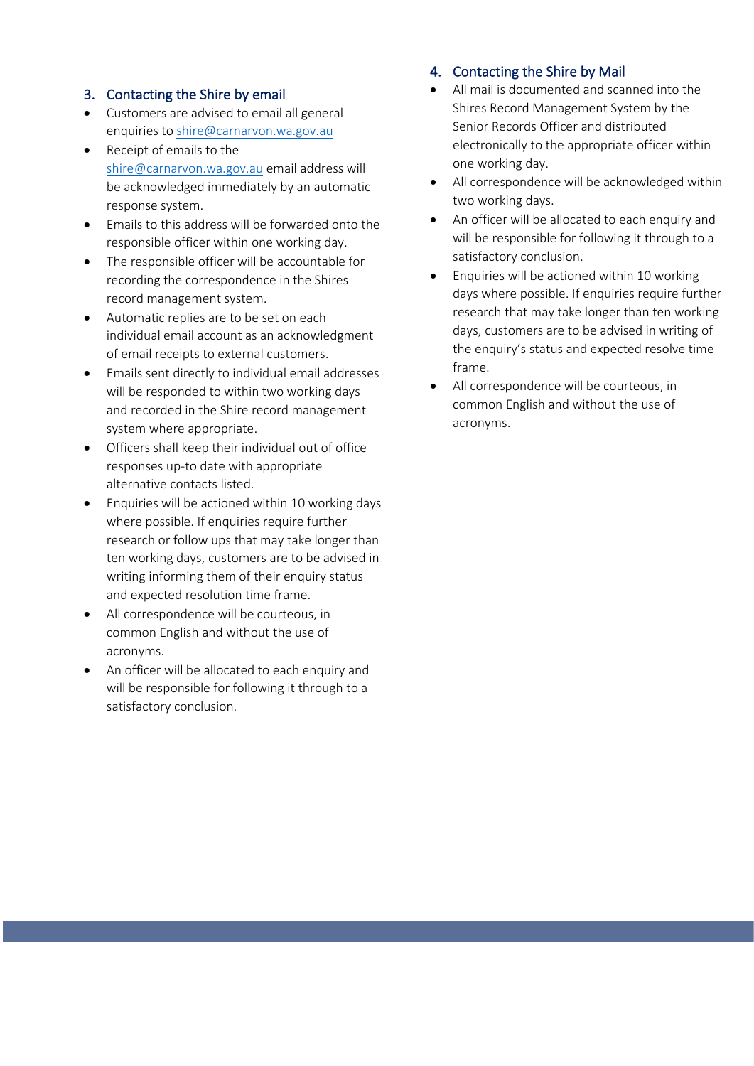## 3. Contacting the Shire by email

- Customers are advised to email all general enquiries to shire@carnarvon.wa.gov.au
- Receipt of emails to the shire@carnarvon.wa.gov.au email address will be acknowledged immediately by an automatic response system.
- Emails to this address will be forwarded onto the responsible officer within one working day.
- The responsible officer will be accountable for recording the correspondence in the Shires record management system.
- Automatic replies are to be set on each individual email account as an acknowledgment of email receipts to external customers.
- Emails sent directly to individual email addresses will be responded to within two working days and recorded in the Shire record management system where appropriate.
- Officers shall keep their individual out of office responses up-to date with appropriate alternative contacts listed.
- Enquiries will be actioned within 10 working days where possible. If enquiries require further research or follow ups that may take longer than ten working days, customers are to be advised in writing informing them of their enquiry status and expected resolution time frame.
- All correspondence will be courteous, in common English and without the use of acronyms.
- An officer will be allocated to each enquiry and will be responsible for following it through to a satisfactory conclusion.

## 4. Contacting the Shire by Mail

- All mail is documented and scanned into the Shires Record Management System by the Senior Records Officer and distributed electronically to the appropriate officer within one working day.
- All correspondence will be acknowledged within two working days.
- An officer will be allocated to each enquiry and will be responsible for following it through to a satisfactory conclusion.
- Enquiries will be actioned within 10 working days where possible. If enquiries require further research that may take longer than ten working days, customers are to be advised in writing of the enquiry's status and expected resolve time frame.
- All correspondence will be courteous, in common English and without the use of acronyms.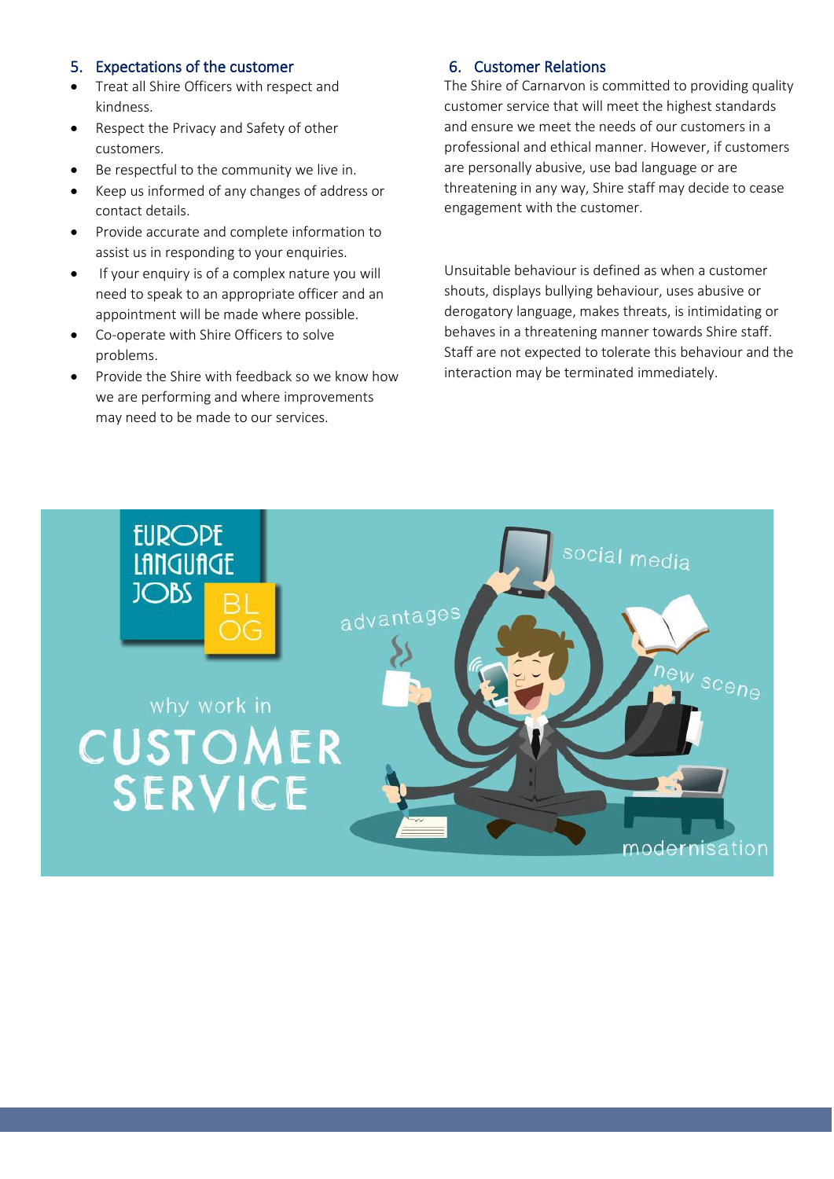## 5. Expectations of the customer

- Treat all Shire Officers with respect and kindness.
- Respect the Privacy and Safety of other customers.
- Be respectful to the community we live in.
- Keep us informed of any changes of address or contact details.
- Provide accurate and complete information to assist us in responding to your enquiries.
- If your enquiry is of a complex nature you will need to speak to an appropriate officer and an appointment will be made where possible.
- Co-operate with Shire Officers to solve problems.
- Provide the Shire with feedback so we know how we are performing and where improvements may need to be made to our services.

## 6. Customer Relations

The Shire of Carnarvon is committed to providing quality customer service that will meet the highest standards and ensure we meet the needs of our customers in a professional and ethical manner. However, if customers are personally abusive, use bad language or are threatening in any way, Shire staff may decide to cease engagement with the customer.

Unsuitable behaviour is defined as when a customer shouts, displays bullying behaviour, uses abusive or derogatory language, makes threats, is intimidating or behaves in a threatening manner towards Shire staff. Staff are not expected to tolerate this behaviour and the interaction may be terminated immediately.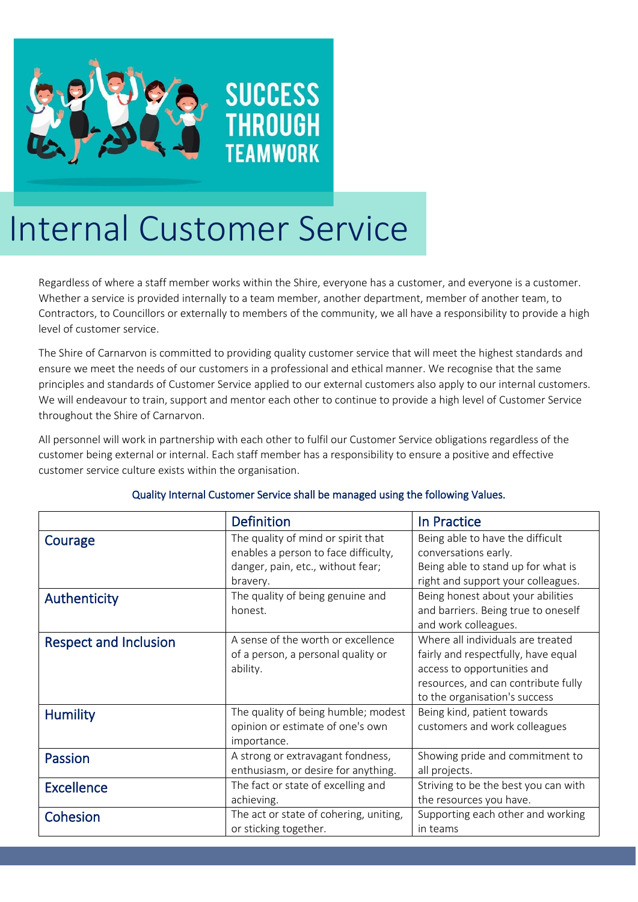SUCCESS THROUGH TEAMWORK

# Internal Customer Service

Regardless of where a staff member works within the Shire, everyone has a customer, and everyone is a customer. Whether a service is provided internally to a team member, another department, member of another team, to Contractors, to Councillors or externally to members of the community, we all have a responsibility to provide a high level of customer service.

The Shire of Carnarvon is committed to providing quality customer service that will meet the highest standards and ensure we meet the needs of our customers in a professional and ethical manner. We recognise that the same principles and standards of Customer Service applied to our external customers also apply to our internal customers. We will endeavour to train, support and mentor each other to continue to provide a high level of Customer Service throughout the Shire of Carnarvon.

All personnel will work in partnership with each other to fulfil our Customer Service obligations regardless of the customer being external or internal. Each staff member has a responsibility to ensure a positive and effective customer service culture exists within the organisation.

Quality Internal Customer Service shall be managed using the following Values.

| | Definition | In Practice |
|---|---|---|
| Courage | The quality of mind or spirit that enables a person to face difficulty, danger, pain, etc., without fear; bravery. | Being able to have the difficult conversations early. Being able to stand up for what is right and support your colleagues. |
| Authenticity | The quality of being genuine and honest. | Being honest about your abilities and barriers. Being true to oneself and work colleagues. |
| Respect and Inclusion | A sense of the worth or excellence of a person, a personal quality or ability. | Where all individuals are treated fairly and respectfully, have equal access to opportunities and resources, and can contribute fully to the organisation's success |
| Humility | The quality of being humble; modest opinion or estimate of one's own importance. | Being kind, patient towards customers and work colleagues |
| Passion | A strong or extravagant fondness, enthusiasm, or desire for anything. | Showing pride and commitment to all projects. |
| Excellence | The fact or state of excelling and achieving. | Striving to be the best you can with the resources you have. |
| Cohesion | The act or state of cohering, uniting, or sticking together. | Supporting each other and working in teams |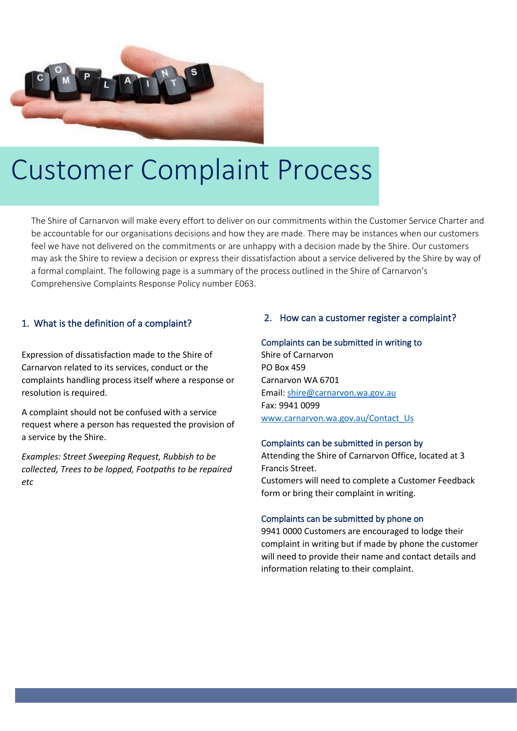# Customer Complaint Process

The Shire of Carnarvon will make every effort to deliver on our commitments within the Customer Service Charter and be accountable for our organisations decisions and how they are made. There may be instances when our customers feel we have not delivered on the commitments or are unhappy with a decision made by the Shire. Our customers may ask the Shire to review a decision or express their dissatisfaction about a service delivered by the Shire by way of a formal complaint. The following page is a summary of the process outlined in the Shire of Carnarvon's Comprehensive Complaints Response Policy number E063.

## 1. What is the definition of a complaint?

Expression of dissatisfaction made to the Shire of Carnarvon related to its services, conduct or the complaints handling process itself where a response or resolution is required.

A complaint should not be confused with a service request where a person has requested the provision of a service by the Shire.

*Examples: Street Sweeping Request, Rubbish to be collected, Trees to be lopped, Footpaths to be repaired etc*

## 2. How can a customer register a complaint?

### Complaints can be submitted in writing to

Shire of Carnarvon
PO Box 459
Carnarvon WA 6701
Email: shire@carnarvon.wa.gov.au
Fax: 9941 0099
www.carnarvon.wa.gov.au/Contact_Us

### Complaints can be submitted in person by

Attending the Shire of Carnarvon Office, located at 3 Francis Street.
Customers will need to complete a Customer Feedback form or bring their complaint in writing.

### Complaints can be submitted by phone on

9941 0000 Customers are encouraged to lodge their complaint in writing but if made by phone the customer will need to provide their name and contact details and information relating to their complaint.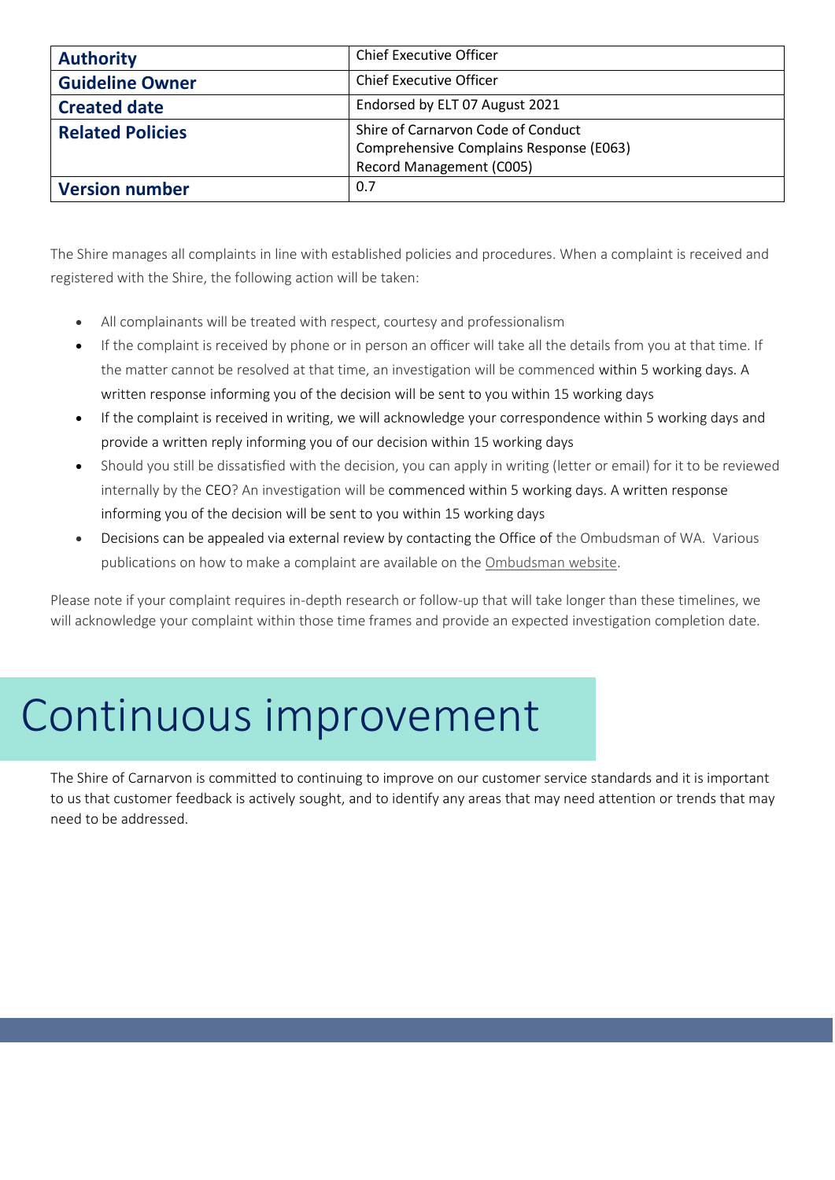| | |
|---|---|
| **Authority** | Chief Executive Officer |
| **Guideline Owner** | Chief Executive Officer |
| **Created date** | Endorsed by ELT 07 August 2021 |
| **Related Policies** | Shire of Carnarvon Code of Conduct<br>Comprehensive Complains Response (E063)<br>Record Management (C005) |
| **Version number** | 0.7 |

The Shire manages all complaints in line with established policies and procedures. When a complaint is received and registered with the Shire, the following action will be taken:

- All complainants will be treated with respect, courtesy and professionalism
- If the complaint is received by phone or in person an officer will take all the details from you at that time. If the matter cannot be resolved at that time, an investigation will be commenced within 5 working days. A written response informing you of the decision will be sent to you within 15 working days
- If the complaint is received in writing, we will acknowledge your correspondence within 5 working days and provide a written reply informing you of our decision within 15 working days
- Should you still be dissatisfied with the decision, you can apply in writing (letter or email) for it to be reviewed internally by the CEO? An investigation will be commenced within 5 working days. A written response informing you of the decision will be sent to you within 15 working days
- Decisions can be appealed via external review by contacting the Office of the Ombudsman of WA. Various publications on how to make a complaint are available on the Ombudsman website.

Please note if your complaint requires in-depth research or follow-up that will take longer than these timelines, we will acknowledge your complaint within those time frames and provide an expected investigation completion date.

# Continuous improvement

The Shire of Carnarvon is committed to continuing to improve on our customer service standards and it is important to us that customer feedback is actively sought, and to identify any areas that may need attention or trends that may need to be addressed.